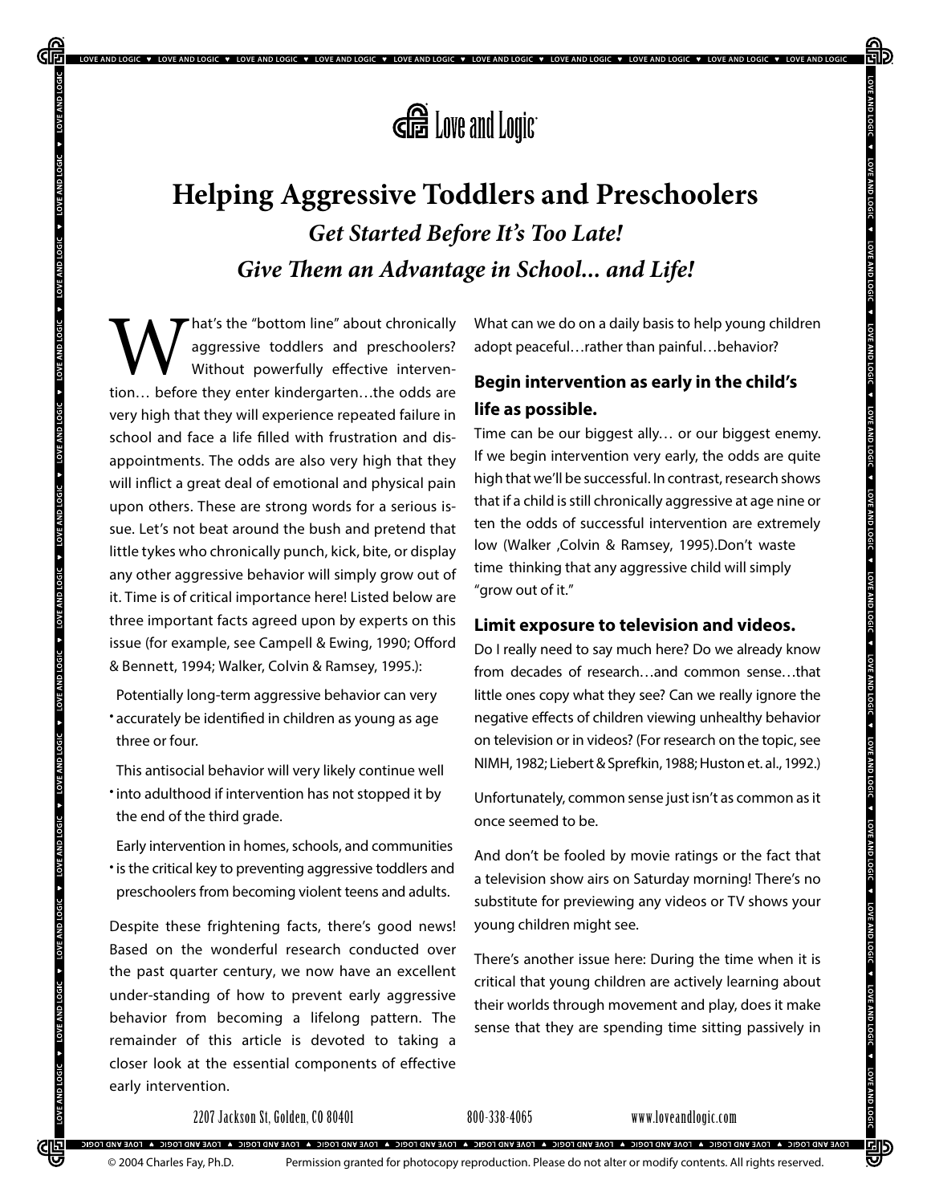Love and Logic

# Helping Aggressive Toddlers and Preschoolers

***Get Started Before It's Too Late!***

***Give Them an Advantage in School... and Life!***

What's the "bottom line" about chronically aggressive toddlers and preschoolers? Without powerfully effective intervention… before they enter kindergarten…the odds are very high that they will experience repeated failure in school and face a life filled with frustration and disappointments. The odds are also very high that they will inflict a great deal of emotional and physical pain upon others. These are strong words for a serious issue. Let's not beat around the bush and pretend that little tykes who chronically punch, kick, bite, or display any other aggressive behavior will simply grow out of it. Time is of critical importance here! Listed below are three important facts agreed upon by experts on this issue (for example, see Campell & Ewing, 1990; Offord & Bennett, 1994; Walker, Colvin & Ramsey, 1995.):

- Potentially long-term aggressive behavior can very accurately be identified in children as young as age three or four.
- This antisocial behavior will very likely continue well into adulthood if intervention has not stopped it by the end of the third grade.
- Early intervention in homes, schools, and communities is the critical key to preventing aggressive toddlers and preschoolers from becoming violent teens and adults.

Despite these frightening facts, there's good news! Based on the wonderful research conducted over the past quarter century, we now have an excellent under-standing of how to prevent early aggressive behavior from becoming a lifelong pattern. The remainder of this article is devoted to taking a closer look at the essential components of effective early intervention.

What can we do on a daily basis to help young children adopt peaceful…rather than painful…behavior?

### Begin intervention as early in the child's life as possible.

Time can be our biggest ally… or our biggest enemy. If we begin intervention very early, the odds are quite high that we'll be successful. In contrast, research shows that if a child is still chronically aggressive at age nine or ten the odds of successful intervention are extremely low (Walker ,Colvin & Ramsey, 1995).Don't waste time thinking that any aggressive child will simply "grow out of it."

### Limit exposure to television and videos.

Do I really need to say much here? Do we already know from decades of research…and common sense…that little ones copy what they see? Can we really ignore the negative effects of children viewing unhealthy behavior on television or in videos? (For research on the topic, see NIMH, 1982; Liebert & Sprefkin, 1988; Huston et. al., 1992.)

Unfortunately, common sense just isn't as common as it once seemed to be.

And don't be fooled by movie ratings or the fact that a television show airs on Saturday morning! There's no substitute for previewing any videos or TV shows your young children might see.

There's another issue here: During the time when it is critical that young children are actively learning about their worlds through movement and play, does it make sense that they are spending time sitting passively in

2207 Jackson St, Golden, CO 80401 800-338-4065 www.loveandlogic.com

© 2004 Charles Fay, Ph.D. Permission granted for photocopy reproduction. Please do not alter or modify contents. All rights reserved.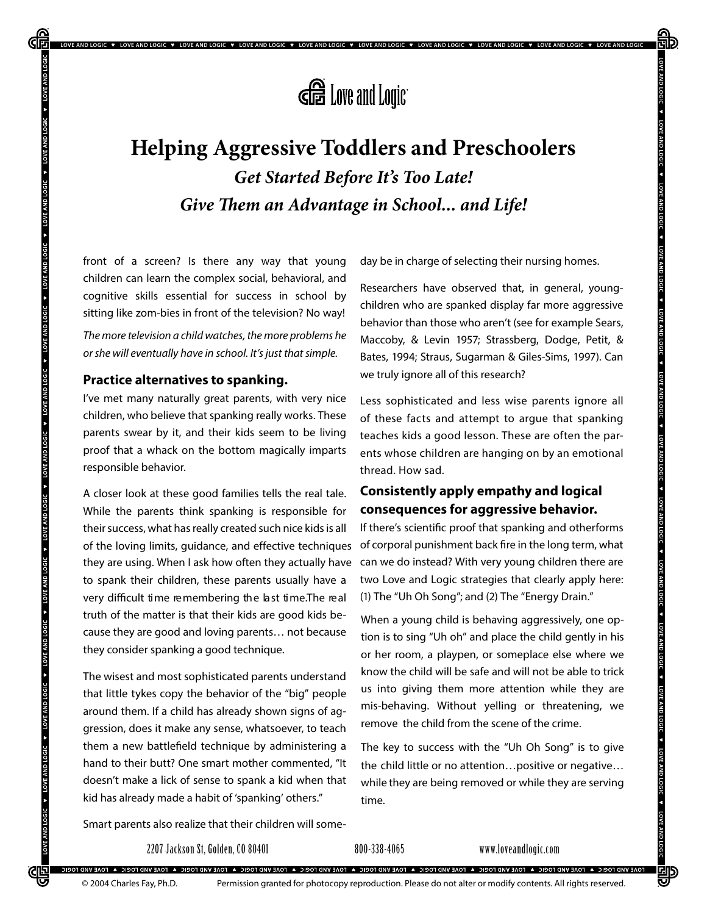# Helping Aggressive Toddlers and Preschoolers

***Get Started Before It's Too Late!***

***Give Them an Advantage in School... and Life!***

front of a screen? Is there any way that young children can learn the complex social, behavioral, and cognitive skills essential for success in school by sitting like zom-bies in front of the television? No way!

*The more television a child watches, the more problems he or she will eventually have in school. It's just that simple.*

**Practice alternatives to spanking.**

I've met many naturally great parents, with very nice children, who believe that spanking really works. These parents swear by it, and their kids seem to be living proof that a whack on the bottom magically imparts responsible behavior.

A closer look at these good families tells the real tale. While the parents think spanking is responsible for their success, what has really created such nice kids is all of the loving limits, guidance, and effective techniques they are using. When I ask how often they actually have to spank their children, these parents usually have a very difficult time remembering the last time.The real truth of the matter is that their kids are good kids because they are good and loving parents… not because they consider spanking a good technique.

The wisest and most sophisticated parents understand that little tykes copy the behavior of the "big" people around them. If a child has already shown signs of aggression, does it make any sense, whatsoever, to teach them a new battlefield technique by administering a hand to their butt? One smart mother commented, "It doesn't make a lick of sense to spank a kid when that kid has already made a habit of 'spanking' others."

Smart parents also realize that their children will someday be in charge of selecting their nursing homes.

Researchers have observed that, in general, young-children who are spanked display far more aggressive behavior than those who aren't (see for example Sears, Maccoby, & Levin 1957; Strassberg, Dodge, Petit, & Bates, 1994; Straus, Sugarman & Giles-Sims, 1997). Can we truly ignore all of this research?

Less sophisticated and less wise parents ignore all of these facts and attempt to argue that spanking teaches kids a good lesson. These are often the parents whose children are hanging on by an emotional thread. How sad.

**Consistently apply empathy and logical consequences for aggressive behavior.**

If there's scientific proof that spanking and otherforms of corporal punishment back fire in the long term, what can we do instead? With very young children there are two Love and Logic strategies that clearly apply here: (1) The "Uh Oh Song"; and (2) The "Energy Drain."

When a young child is behaving aggressively, one option is to sing "Uh oh" and place the child gently in his or her room, a playpen, or someplace else where we know the child will be safe and will not be able to trick us into giving them more attention while they are mis-behaving. Without yelling or threatening, we remove the child from the scene of the crime.

The key to success with the "Uh Oh Song" is to give the child little or no attention…positive or negative… while they are being removed or while they are serving time.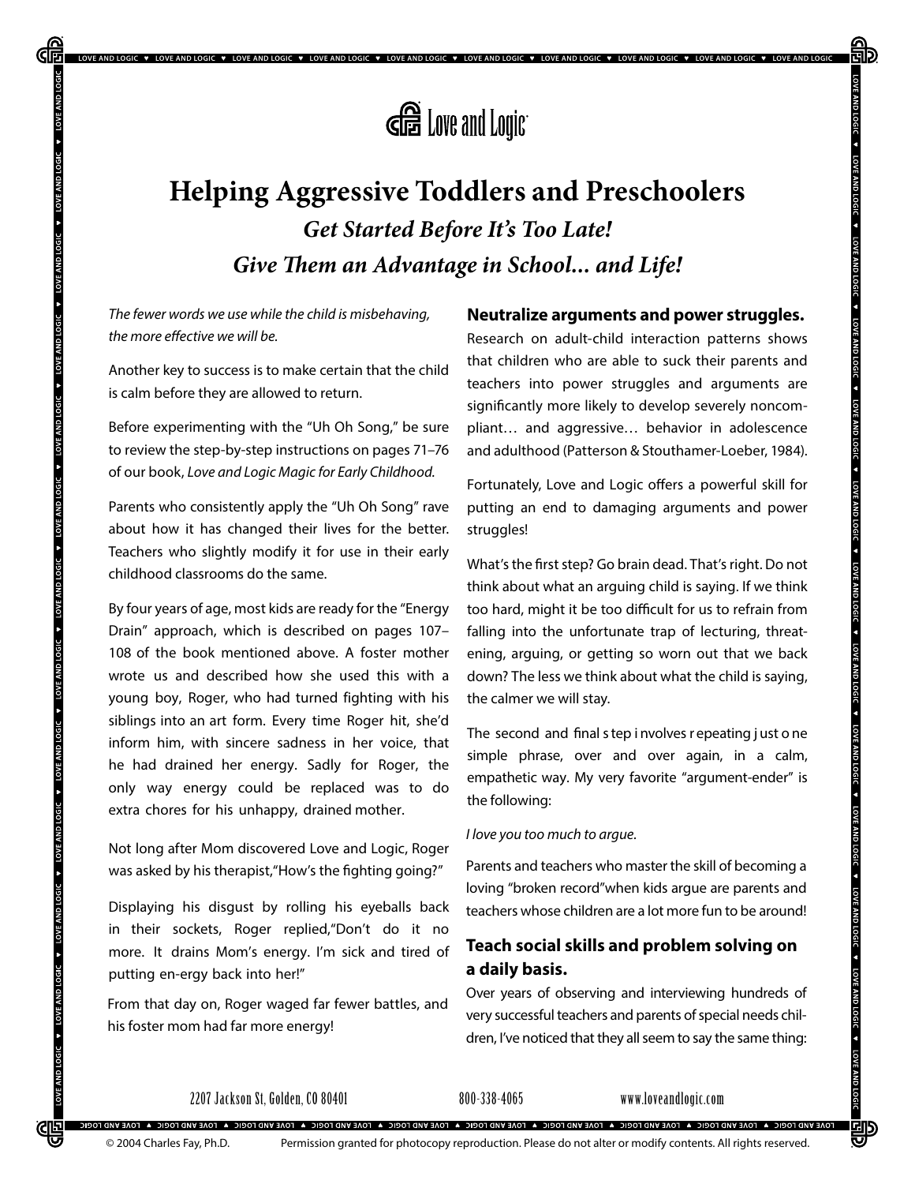# Helping Aggressive Toddlers and Preschoolers

***Get Started Before It's Too Late!***

***Give Them an Advantage in School... and Life!***

*The fewer words we use while the child is misbehaving, the more effective we will be.*

Another key to success is to make certain that the child is calm before they are allowed to return.

Before experimenting with the "Uh Oh Song," be sure to review the step-by-step instructions on pages 71–76 of our book, *Love and Logic Magic for Early Childhood.*

Parents who consistently apply the "Uh Oh Song" rave about how it has changed their lives for the better. Teachers who slightly modify it for use in their early childhood classrooms do the same.

By four years of age, most kids are ready for the "Energy Drain" approach, which is described on pages 107–108 of the book mentioned above. A foster mother wrote us and described how she used this with a young boy, Roger, who had turned fighting with his siblings into an art form. Every time Roger hit, she'd inform him, with sincere sadness in her voice, that he had drained her energy. Sadly for Roger, the only way energy could be replaced was to do extra chores for his unhappy, drained mother.

Not long after Mom discovered Love and Logic, Roger was asked by his therapist,"How's the fighting going?"

Displaying his disgust by rolling his eyeballs back in their sockets, Roger replied,"Don't do it no more. It drains Mom's energy. I'm sick and tired of putting en-ergy back into her!"

From that day on, Roger waged far fewer battles, and his foster mom had far more energy!

### Neutralize arguments and power struggles.

Research on adult-child interaction patterns shows that children who are able to suck their parents and teachers into power struggles and arguments are significantly more likely to develop severely noncompliant… and aggressive… behavior in adolescence and adulthood (Patterson & Stouthamer-Loeber, 1984).

Fortunately, Love and Logic offers a powerful skill for putting an end to damaging arguments and power struggles!

What's the first step? Go brain dead. That's right. Do not think about what an arguing child is saying. If we think too hard, might it be too difficult for us to refrain from falling into the unfortunate trap of lecturing, threatening, arguing, or getting so worn out that we back down? The less we think about what the child is saying, the calmer we will stay.

The second and final step involves repeating just one simple phrase, over and over again, in a calm, empathetic way. My very favorite "argument-ender" is the following:

*I love you too much to argue.*

Parents and teachers who master the skill of becoming a loving "broken record"when kids argue are parents and teachers whose children are a lot more fun to be around!

### Teach social skills and problem solving on a daily basis.

Over years of observing and interviewing hundreds of very successful teachers and parents of special needs children, I've noticed that they all seem to say the same thing: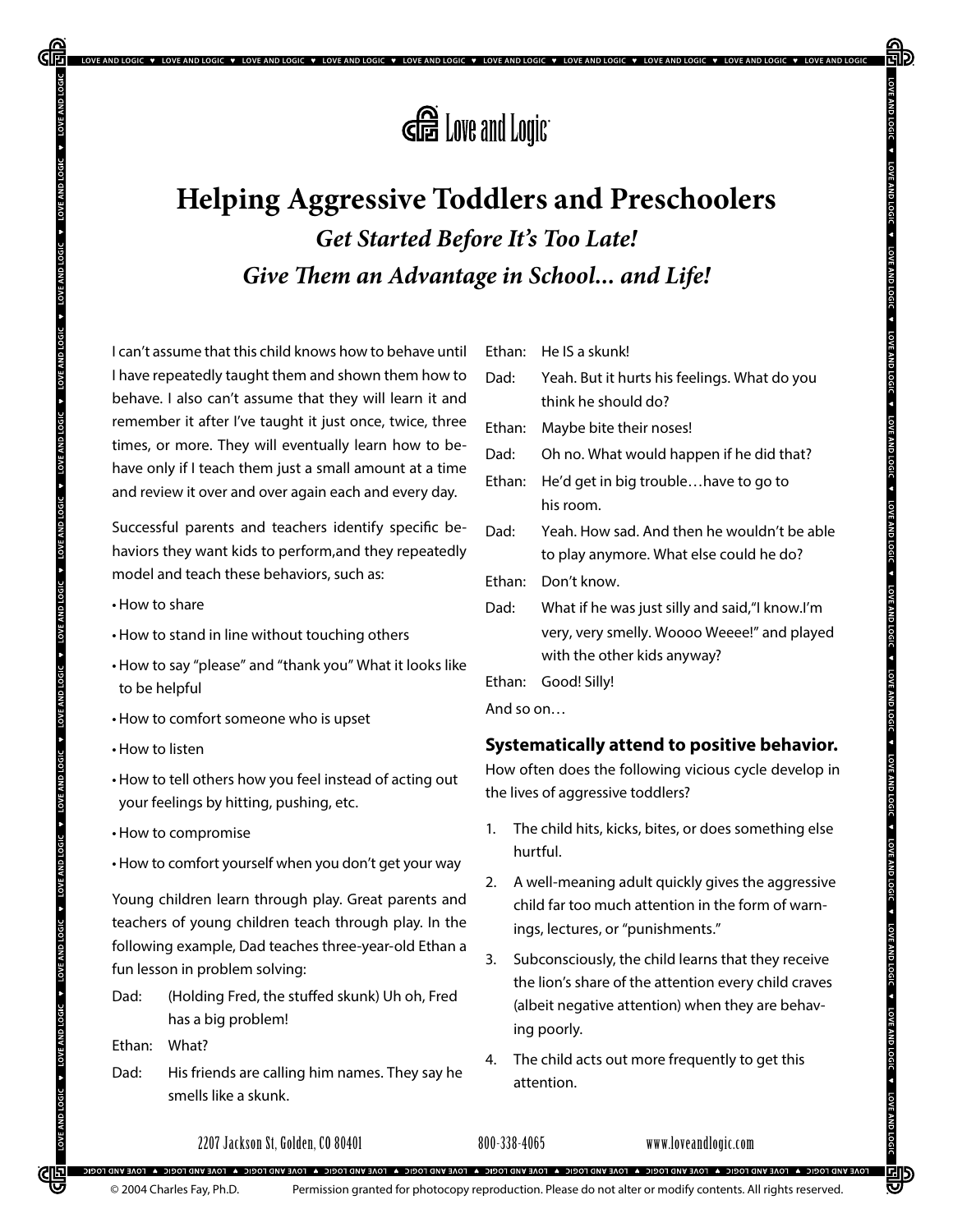# Helping Aggressive Toddlers and Preschoolers

***Get Started Before It's Too Late!***

***Give Them an Advantage in School... and Life!***

I can't assume that this child knows how to behave until I have repeatedly taught them and shown them how to behave. I also can't assume that they will learn it and remember it after I've taught it just once, twice, three times, or more. They will eventually learn how to behave only if I teach them just a small amount at a time and review it over and over again each and every day.

Successful parents and teachers identify specific behaviors they want kids to perform,and they repeatedly model and teach these behaviors, such as:

- How to share
- How to stand in line without touching others
- How to say "please" and "thank you" What it looks like to be helpful
- How to comfort someone who is upset
- How to listen
- How to tell others how you feel instead of acting out your feelings by hitting, pushing, etc.
- How to compromise
- How to comfort yourself when you don't get your way

Young children learn through play. Great parents and teachers of young children teach through play. In the following example, Dad teaches three-year-old Ethan a fun lesson in problem solving:

Dad: (Holding Fred, the stuffed skunk) Uh oh, Fred has a big problem!

Ethan: What?

Dad: His friends are calling him names. They say he smells like a skunk.

Ethan: He IS a skunk!

Dad: Yeah. But it hurts his feelings. What do you think he should do?

Ethan: Maybe bite their noses!

Dad: Oh no. What would happen if he did that?

Ethan: He'd get in big trouble…have to go to his room.

Dad: Yeah. How sad. And then he wouldn't be able to play anymore. What else could he do?

Ethan: Don't know.

Dad: What if he was just silly and said,"I know.I'm very, very smelly. Woooo Weeee!" and played with the other kids anyway?

Ethan: Good! Silly!

And so on…

**Systematically attend to positive behavior.**

How often does the following vicious cycle develop in the lives of aggressive toddlers?

1. The child hits, kicks, bites, or does something else hurtful.
2. A well-meaning adult quickly gives the aggressive child far too much attention in the form of warnings, lectures, or "punishments."
3. Subconsciously, the child learns that they receive the lion's share of the attention every child craves (albeit negative attention) when they are behaving poorly.
4. The child acts out more frequently to get this attention.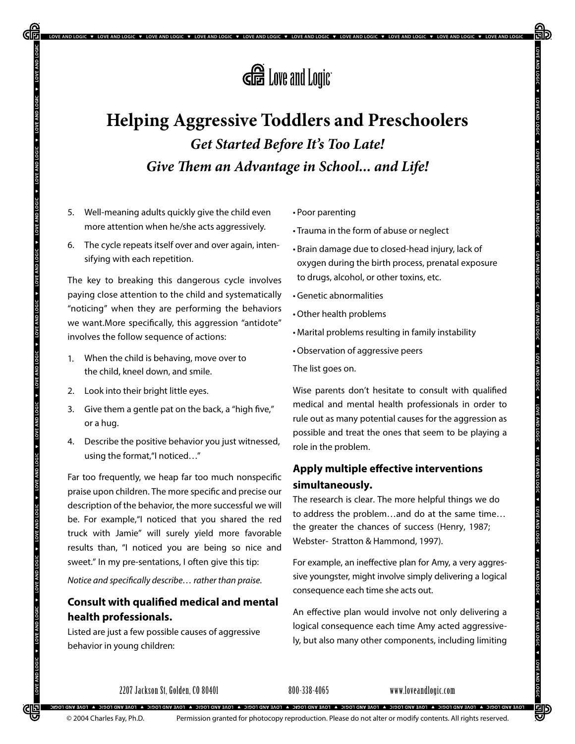# Helping Aggressive Toddlers and Preschoolers

***Get Started Before It's Too Late!***

***Give Them an Advantage in School... and Life!***

5. Well-meaning adults quickly give the child even more attention when he/she acts aggressively.
6. The cycle repeats itself over and over again, intensifying with each repetition.

The key to breaking this dangerous cycle involves paying close attention to the child and systematically "noticing" when they are performing the behaviors we want.More specifically, this aggression "antidote" involves the follow sequence of actions:

1. When the child is behaving, move over to the child, kneel down, and smile.
2. Look into their bright little eyes.
3. Give them a gentle pat on the back, a "high five," or a hug.
4. Describe the positive behavior you just witnessed, using the format,"I noticed…"

Far too frequently, we heap far too much nonspecific praise upon children. The more specific and precise our description of the behavior, the more successful we will be. For example,"I noticed that you shared the red truck with Jamie" will surely yield more favorable results than, "I noticed you are being so nice and sweet." In my pre-sentations, I often give this tip:

*Notice and specifically describe… rather than praise.*

### Consult with qualified medical and mental health professionals.

Listed are just a few possible causes of aggressive behavior in young children:

- Poor parenting
- Trauma in the form of abuse or neglect
- Brain damage due to closed-head injury, lack of oxygen during the birth process, prenatal exposure to drugs, alcohol, or other toxins, etc.
- Genetic abnormalities
- Other health problems
- Marital problems resulting in family instability
- Observation of aggressive peers

The list goes on.

Wise parents don't hesitate to consult with qualified medical and mental health professionals in order to rule out as many potential causes for the aggression as possible and treat the ones that seem to be playing a role in the problem.

### Apply multiple effective interventions simultaneously.

The research is clear. The more helpful things we do to address the problem…and do at the same time… the greater the chances of success (Henry, 1987; Webster- Stratton & Hammond, 1997).

For example, an ineffective plan for Amy, a very aggressive youngster, might involve simply delivering a logical consequence each time she acts out.

An effective plan would involve not only delivering a logical consequence each time Amy acted aggressively, but also many other components, including limiting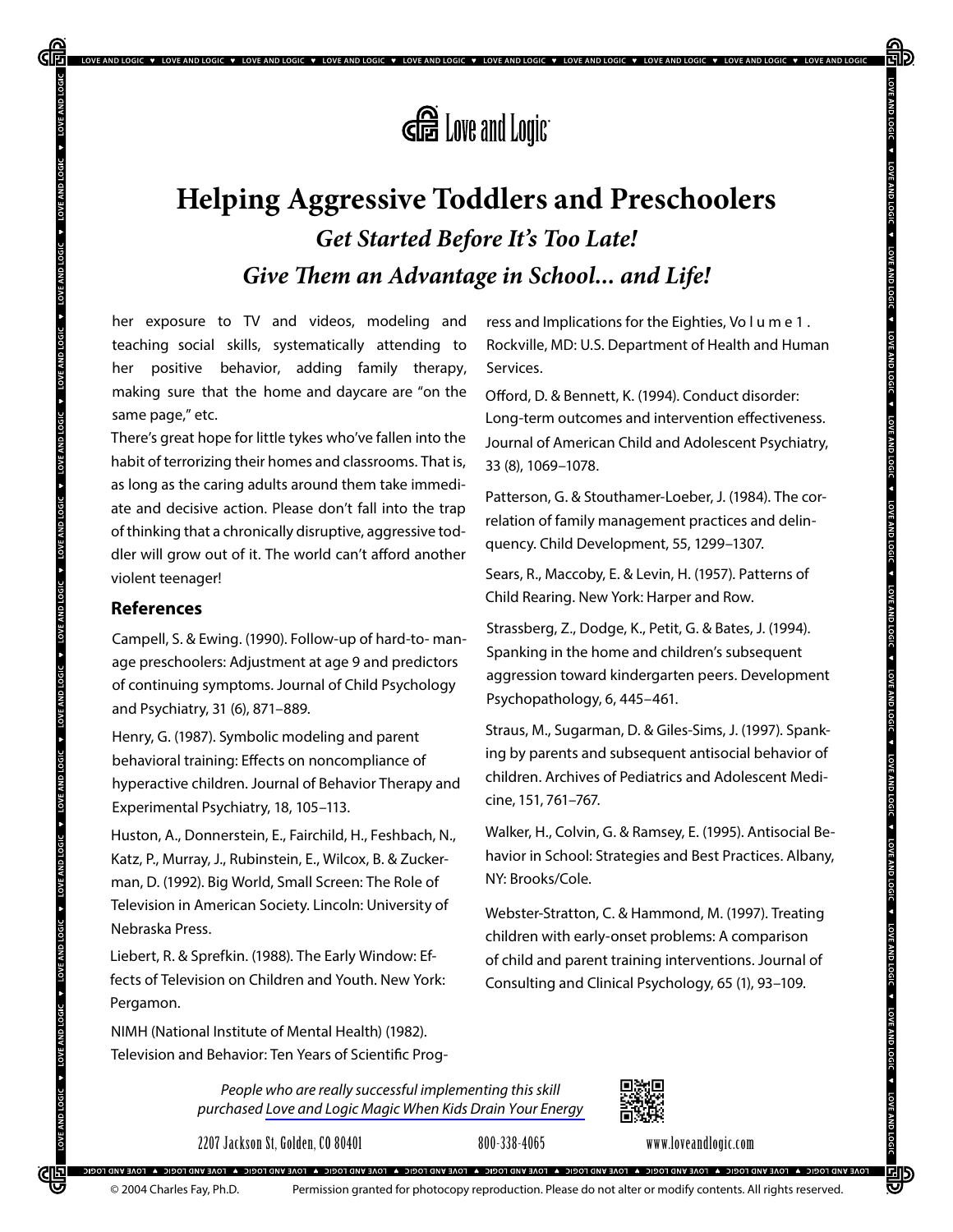# Helping Aggressive Toddlers and Preschoolers

## *Get Started Before It's Too Late!*

## *Give Them an Advantage in School... and Life!*

her exposure to TV and videos, modeling and teaching social skills, systematically attending to her positive behavior, adding family therapy, making sure that the home and daycare are "on the same page," etc.

There's great hope for little tykes who've fallen into the habit of terrorizing their homes and classrooms. That is, as long as the caring adults around them take immediate and decisive action. Please don't fall into the trap of thinking that a chronically disruptive, aggressive toddler will grow out of it. The world can't afford another violent teenager!

### References

Campell, S. & Ewing. (1990). Follow-up of hard-to- manage preschoolers: Adjustment at age 9 and predictors of continuing symptoms. Journal of Child Psychology and Psychiatry, 31 (6), 871–889.

Henry, G. (1987). Symbolic modeling and parent behavioral training: Effects on noncompliance of hyperactive children. Journal of Behavior Therapy and Experimental Psychiatry, 18, 105–113.

Huston, A., Donnerstein, E., Fairchild, H., Feshbach, N., Katz, P., Murray, J., Rubinstein, E., Wilcox, B. & Zuckerman, D. (1992). Big World, Small Screen: The Role of Television in American Society. Lincoln: University of Nebraska Press.

Liebert, R. & Sprefkin. (1988). The Early Window: Effects of Television on Children and Youth. New York: Pergamon.

NIMH (National Institute of Mental Health) (1982). Television and Behavior: Ten Years of Scientific Progress and Implications for the Eighties, Vo l u m e 1 . Rockville, MD: U.S. Department of Health and Human Services.

Offord, D. & Bennett, K. (1994). Conduct disorder: Long-term outcomes and intervention effectiveness. Journal of American Child and Adolescent Psychiatry, 33 (8), 1069–1078.

Patterson, G. & Stouthamer-Loeber, J. (1984). The correlation of family management practices and delinquency. Child Development, 55, 1299–1307.

Sears, R., Maccoby, E. & Levin, H. (1957). Patterns of Child Rearing. New York: Harper and Row.

Strassberg, Z., Dodge, K., Petit, G. & Bates, J. (1994). Spanking in the home and children's subsequent aggression toward kindergarten peers. Development Psychopathology, 6, 445–461.

Straus, M., Sugarman, D. & Giles-Sims, J. (1997). Spanking by parents and subsequent antisocial behavior of children. Archives of Pediatrics and Adolescent Medicine, 151, 761–767.

Walker, H., Colvin, G. & Ramsey, E. (1995). Antisocial Behavior in School: Strategies and Best Practices. Albany, NY: Brooks/Cole.

Webster-Stratton, C. & Hammond, M. (1997). Treating children with early-onset problems: A comparison of child and parent training interventions. Journal of Consulting and Clinical Psychology, 65 (1), 93–109.

*People who are really successful implementing this skill purchased Love and Logic Magic When Kids Drain Your Energy*